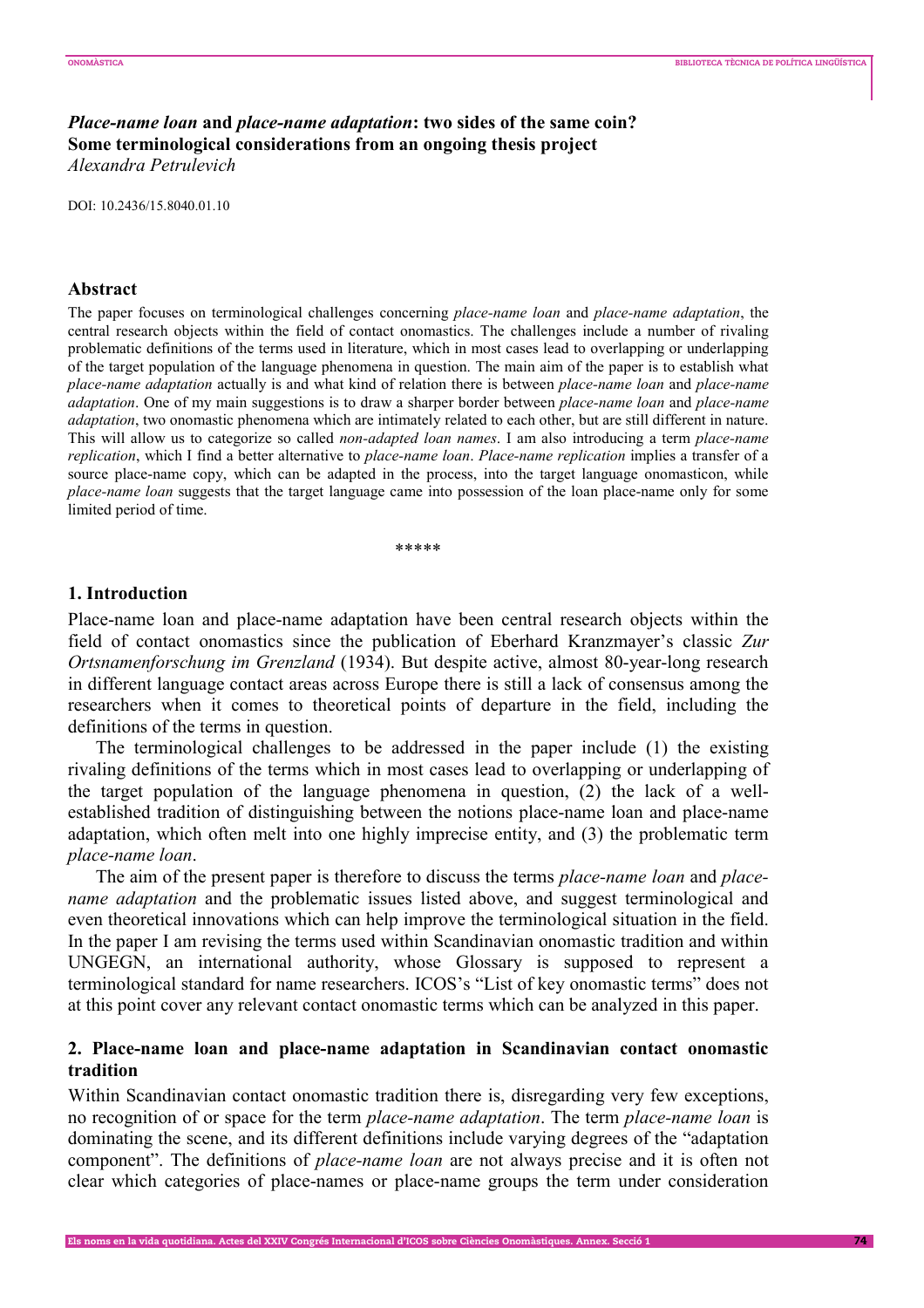# *Place-name loan* and *place-name adaptation*: two sides of the same coin? Some terminological considerations from an ongoing thesis project

*Alexandra Petrulevich*

DOI: 10.2436/15.8040.01.10

## Abstract

The paper focuses on terminological challenges concerning *place-name loan* and *place-name adaptation*, the central research objects within the field of contact onomastics. The challenges include a number of rivaling problematic definitions of the terms used in literature, which in most cases lead to overlapping or underlapping of the target population of the language phenomena in question. The main aim of the paper is to establish what *place-name adaptation* actually is and what kind of relation there is between *place-name loan* and *place-name adaptation*. One of my main suggestions is to draw a sharper border between *place-name loan* and *place-name adaptation*, two onomastic phenomena which are intimately related to each other, but are still different in nature. This will allow us to categorize so called *non-adapted loan names*. I am also introducing a term *place-name replication*, which I find a better alternative to *place-name loan*. *Place-name replication* implies a transfer of a source place-name copy, which can be adapted in the process, into the target language onomasticon, while *place-name loan* suggests that the target language came into possession of the loan place-name only for some limited period of time.

\*\*\*\*\*

## 1. Introduction

Place-name loan and place-name adaptation have been central research objects within the field of contact onomastics since the publication of Eberhard Kranzmayer's classic *Zur Ortsnamenforschung im Grenzland* (1934). But despite active, almost 80-year-long research in different language contact areas across Europe there is still a lack of consensus among the researchers when it comes to theoretical points of departure in the field, including the definitions of the terms in question.

The terminological challenges to be addressed in the paper include (1) the existing rivaling definitions of the terms which in most cases lead to overlapping or underlapping of the target population of the language phenomena in question, (2) the lack of a well-established tradition of distinguishing between the notions place-name loan and place-name adaptation, which often melt into one highly imprecise entity, and (3) the problematic term *place-name loan*.

The aim of the present paper is therefore to discuss the terms *place-name loan* and *place-name adaptation* and the problematic issues listed above, and suggest terminological and even theoretical innovations which can help improve the terminological situation in the field. In the paper I am revising the terms used within Scandinavian onomastic tradition and within UNGEGN, an international authority, whose Glossary is supposed to represent a terminological standard for name researchers. ICOS's "List of key onomastic terms" does not at this point cover any relevant contact onomastic terms which can be analyzed in this paper.

## 2. Place-name loan and place-name adaptation in Scandinavian contact onomastic tradition

Within Scandinavian contact onomastic tradition there is, disregarding very few exceptions, no recognition of or space for the term *place-name adaptation*. The term *place-name loan* is dominating the scene, and its different definitions include varying degrees of the "adaptation component". The definitions of *place-name loan* are not always precise and it is often not clear which categories of place-names or place-name groups the term under consideration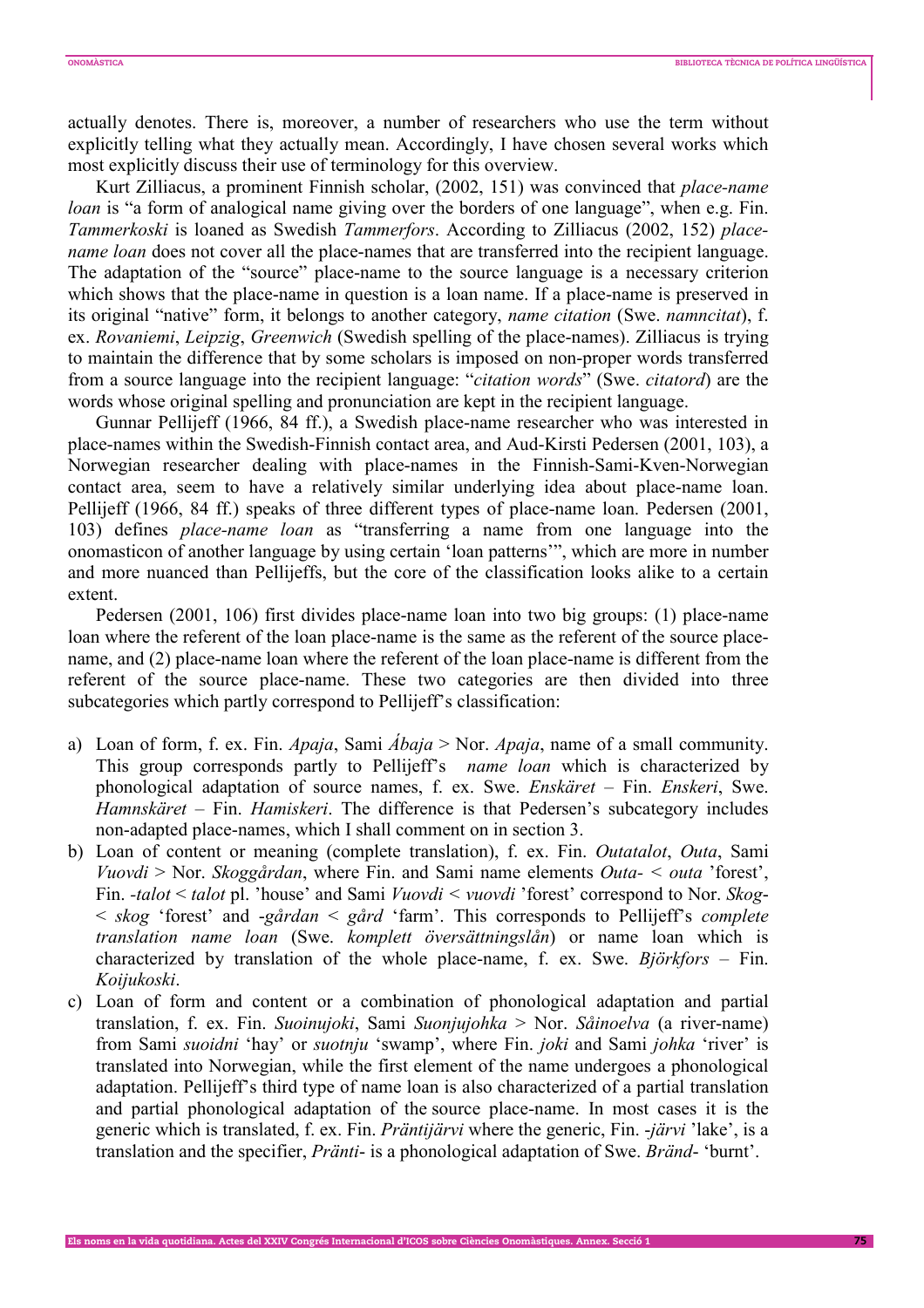actually denotes. There is, moreover, a number of researchers who use the term without explicitly telling what they actually mean. Accordingly, I have chosen several works which most explicitly discuss their use of terminology for this overview.

Kurt Zilliacus, a prominent Finnish scholar, (2002, 151) was convinced that *place-name loan* is "a form of analogical name giving over the borders of one language", when e.g. Fin. *Tammerkoski* is loaned as Swedish *Tammerfors*. According to Zilliacus (2002, 152) *place-name loan* does not cover all the place-names that are transferred into the recipient language. The adaptation of the "source" place-name to the source language is a necessary criterion which shows that the place-name in question is a loan name. If a place-name is preserved in its original "native" form, it belongs to another category, *name citation* (Swe. *namncitat*), f. ex. *Rovaniemi*, *Leipzig*, *Greenwich* (Swedish spelling of the place-names). Zilliacus is trying to maintain the difference that by some scholars is imposed on non-proper words transferred from a source language into the recipient language: "*citation words*" (Swe. *citatord*) are the words whose original spelling and pronunciation are kept in the recipient language.

Gunnar Pellijeff (1966, 84 ff.), a Swedish place-name researcher who was interested in place-names within the Swedish-Finnish contact area, and Aud-Kirsti Pedersen (2001, 103), a Norwegian researcher dealing with place-names in the Finnish-Sami-Kven-Norwegian contact area, seem to have a relatively similar underlying idea about place-name loan. Pellijeff (1966, 84 ff.) speaks of three different types of place-name loan. Pedersen (2001, 103) defines *place-name loan* as "transferring a name from one language into the onomasticon of another language by using certain 'loan patterns'", which are more in number and more nuanced than Pellijeffs, but the core of the classification looks alike to a certain extent.

Pedersen (2001, 106) first divides place-name loan into two big groups: (1) place-name loan where the referent of the loan place-name is the same as the referent of the source place-name, and (2) place-name loan where the referent of the loan place-name is different from the referent of the source place-name. These two categories are then divided into three subcategories which partly correspond to Pellijeff's classification:

a) Loan of form, f. ex. Fin. *Apaja*, Sami *Ábaja* > Nor. *Apaja*, name of a small community. This group corresponds partly to Pellijeff's *name loan* which is characterized by phonological adaptation of source names, f. ex. Swe. *Enskäret* – Fin. *Enskeri*, Swe. *Hamnskäret* – Fin. *Hamiskeri*. The difference is that Pedersen's subcategory includes non-adapted place-names, which I shall comment on in section 3.
b) Loan of content or meaning (complete translation), f. ex. Fin. *Outatalot*, *Outa*, Sami *Vuovdi* > Nor. *Skoggårdan*, where Fin. and Sami name elements *Outa-* < *outa* 'forest', Fin. *-talot* < *talot* pl. 'house' and Sami *Vuovdi* < *vuovdi* 'forest' correspond to Nor. *Skog-* < *skog* 'forest' and *-gårdan* < *gård* 'farm'. This corresponds to Pellijeff's *complete translation name loan* (Swe. *komplett översättningslån*) or name loan which is characterized by translation of the whole place-name, f. ex. Swe. *Björkfors* – Fin. *Koijukoski*.
c) Loan of form and content or a combination of phonological adaptation and partial translation, f. ex. Fin. *Suoinujoki*, Sami *Suonjujohka* > Nor. *Såinoelva* (a river-name) from Sami *suoidni* 'hay' or *suotnju* 'swamp', where Fin. *joki* and Sami *johka* 'river' is translated into Norwegian, while the first element of the name undergoes a phonological adaptation. Pellijeff's third type of name loan is also characterized of a partial translation and partial phonological adaptation of the source place-name. In most cases it is the generic which is translated, f. ex. Fin. *Präntijärvi* where the generic, Fin. *-järvi* 'lake', is a translation and the specifier, *Pränti-* is a phonological adaptation of Swe. *Bränd-* 'burnt'.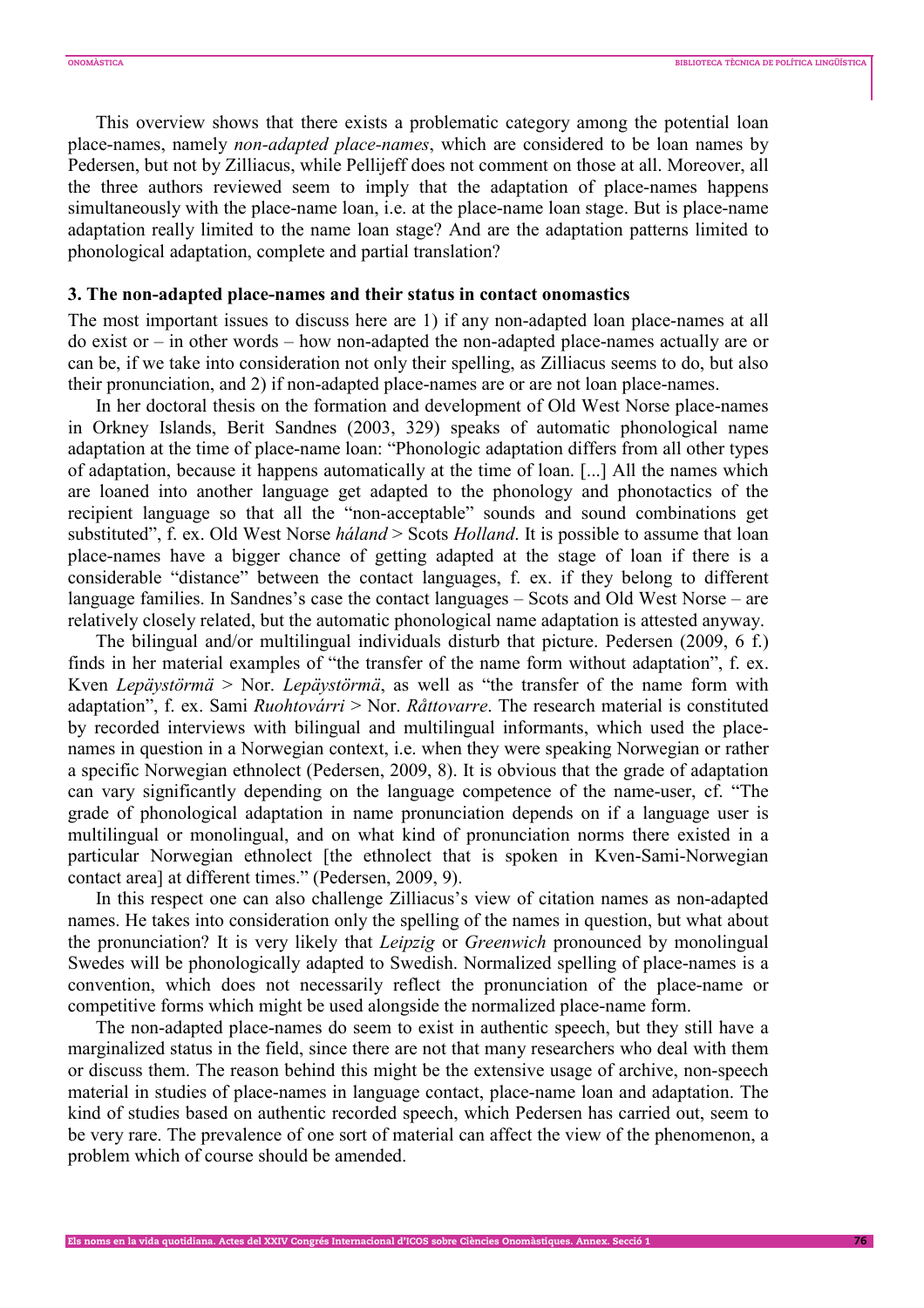This overview shows that there exists a problematic category among the potential loan place-names, namely *non-adapted place-names*, which are considered to be loan names by Pedersen, but not by Zilliacus, while Pellijeff does not comment on those at all. Moreover, all the three authors reviewed seem to imply that the adaptation of place-names happens simultaneously with the place-name loan, i.e. at the place-name loan stage. But is place-name adaptation really limited to the name loan stage? And are the adaptation patterns limited to phonological adaptation, complete and partial translation?

### 3. The non-adapted place-names and their status in contact onomastics

The most important issues to discuss here are 1) if any non-adapted loan place-names at all do exist or – in other words – how non-adapted the non-adapted place-names actually are or can be, if we take into consideration not only their spelling, as Zilliacus seems to do, but also their pronunciation, and 2) if non-adapted place-names are or are not loan place-names.

In her doctoral thesis on the formation and development of Old West Norse place-names in Orkney Islands, Berit Sandnes (2003, 329) speaks of automatic phonological name adaptation at the time of place-name loan: "Phonologic adaptation differs from all other types of adaptation, because it happens automatically at the time of loan. [...] All the names which are loaned into another language get adapted to the phonology and phonotactics of the recipient language so that all the "non-acceptable" sounds and sound combinations get substituted", f. ex. Old West Norse *háland* > Scots *Holland*. It is possible to assume that loan place-names have a bigger chance of getting adapted at the stage of loan if there is a considerable "distance" between the contact languages, f. ex. if they belong to different language families. In Sandnes's case the contact languages – Scots and Old West Norse – are relatively closely related, but the automatic phonological name adaptation is attested anyway.

The bilingual and/or multilingual individuals disturb that picture. Pedersen (2009, 6 f.) finds in her material examples of "the transfer of the name form without adaptation", f. ex. Kven *Lepäystörmä* > Nor. *Lepäystörmä*, as well as "the transfer of the name form with adaptation", f. ex. Sami *Ruohtovárri* > Nor. *Råttovarre*. The research material is constituted by recorded interviews with bilingual and multilingual informants, which used the place-names in question in a Norwegian context, i.e. when they were speaking Norwegian or rather a specific Norwegian ethnolect (Pedersen, 2009, 8). It is obvious that the grade of adaptation can vary significantly depending on the language competence of the name-user, cf. "The grade of phonological adaptation in name pronunciation depends on if a language user is multilingual or monolingual, and on what kind of pronunciation norms there existed in a particular Norwegian ethnolect [the ethnolect that is spoken in Kven-Sami-Norwegian contact area] at different times." (Pedersen, 2009, 9).

In this respect one can also challenge Zilliacus's view of citation names as non-adapted names. He takes into consideration only the spelling of the names in question, but what about the pronunciation? It is very likely that *Leipzig* or *Greenwich* pronounced by monolingual Swedes will be phonologically adapted to Swedish. Normalized spelling of place-names is a convention, which does not necessarily reflect the pronunciation of the place-name or competitive forms which might be used alongside the normalized place-name form.

The non-adapted place-names do seem to exist in authentic speech, but they still have a marginalized status in the field, since there are not that many researchers who deal with them or discuss them. The reason behind this might be the extensive usage of archive, non-speech material in studies of place-names in language contact, place-name loan and adaptation. The kind of studies based on authentic recorded speech, which Pedersen has carried out, seem to be very rare. The prevalence of one sort of material can affect the view of the phenomenon, a problem which of course should be amended.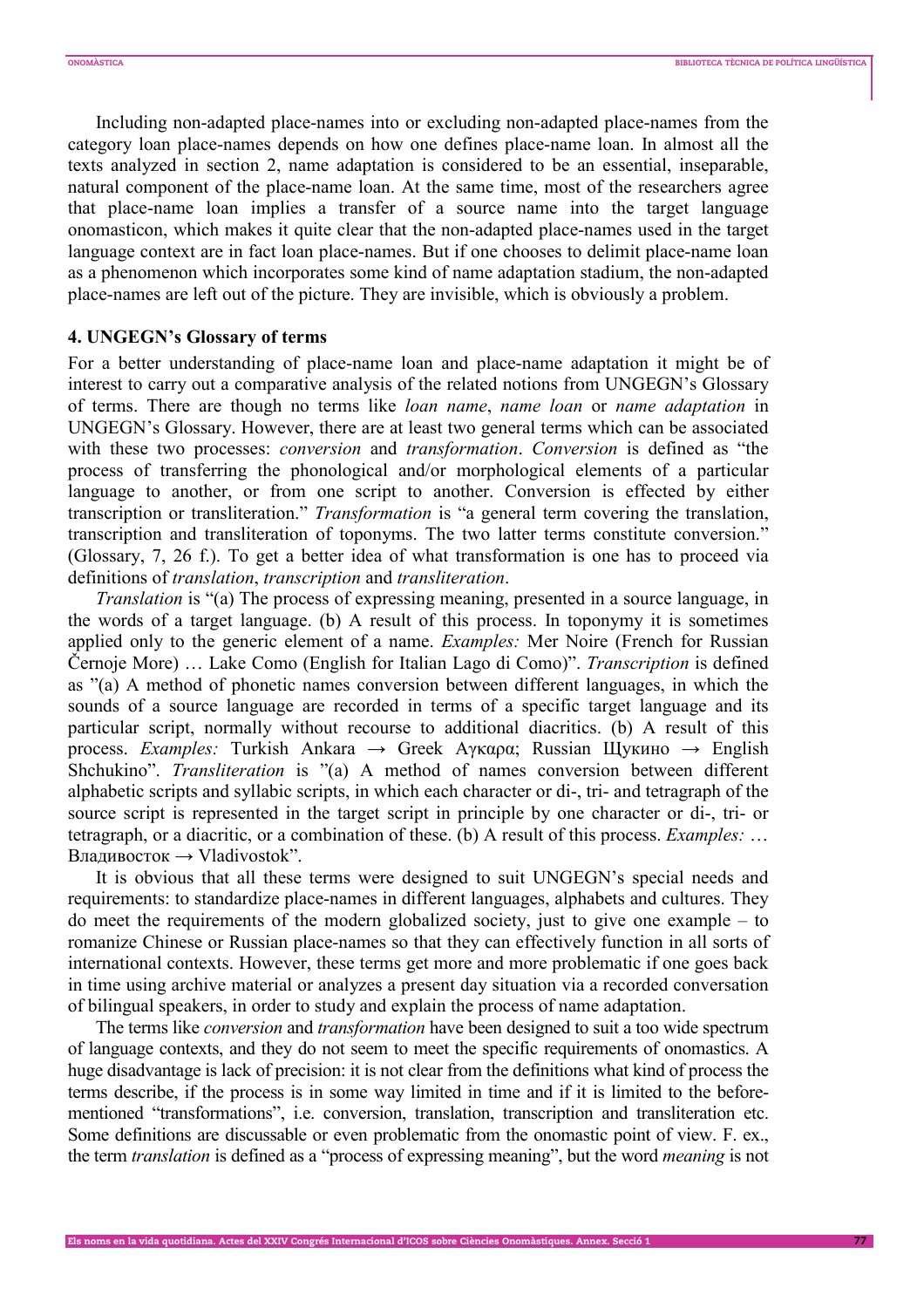Including non-adapted place-names into or excluding non-adapted place-names from the category loan place-names depends on how one defines place-name loan. In almost all the texts analyzed in section 2, name adaptation is considered to be an essential, inseparable, natural component of the place-name loan. At the same time, most of the researchers agree that place-name loan implies a transfer of a source name into the target language onomasticon, which makes it quite clear that the non-adapted place-names used in the target language context are in fact loan place-names. But if one chooses to delimit place-name loan as a phenomenon which incorporates some kind of name adaptation stadium, the non-adapted place-names are left out of the picture. They are invisible, which is obviously a problem.

### 4. UNGEGN's Glossary of terms

For a better understanding of place-name loan and place-name adaptation it might be of interest to carry out a comparative analysis of the related notions from UNGEGN's Glossary of terms. There are though no terms like *loan name*, *name loan* or *name adaptation* in UNGEGN's Glossary. However, there are at least two general terms which can be associated with these two processes: *conversion* and *transformation*. *Conversion* is defined as "the process of transferring the phonological and/or morphological elements of a particular language to another, or from one script to another. Conversion is effected by either transcription or transliteration." *Transformation* is "a general term covering the translation, transcription and transliteration of toponyms. The two latter terms constitute conversion." (Glossary, 7, 26 f.). To get a better idea of what transformation is one has to proceed via definitions of *translation*, *transcription* and *transliteration*.

*Translation* is "(a) The process of expressing meaning, presented in a source language, in the words of a target language. (b) A result of this process. In toponymy it is sometimes applied only to the generic element of a name. *Examples:* Mer Noire (French for Russian Černoje More) … Lake Como (English for Italian Lago di Como)". *Transcription* is defined as "(a) A method of phonetic names conversion between different languages, in which the sounds of a source language are recorded in terms of a specific target language and its particular script, normally without recourse to additional diacritics. (b) A result of this process. *Examples:* Turkish Ankara → Greek Αγκαρα; Russian Щукино → English Shchukino". *Transliteration* is "(a) A method of names conversion between different alphabetic scripts and syllabic scripts, in which each character or di-, tri- and tetragraph of the source script is represented in the target script in principle by one character or di-, tri- or tetragraph, or a diacritic, or a combination of these. (b) A result of this process. *Examples:* … Владивосток → Vladivostok".

It is obvious that all these terms were designed to suit UNGEGN's special needs and requirements: to standardize place-names in different languages, alphabets and cultures. They do meet the requirements of the modern globalized society, just to give one example – to romanize Chinese or Russian place-names so that they can effectively function in all sorts of international contexts. However, these terms get more and more problematic if one goes back in time using archive material or analyzes a present day situation via a recorded conversation of bilingual speakers, in order to study and explain the process of name adaptation.

The terms like *conversion* and *transformation* have been designed to suit a too wide spectrum of language contexts, and they do not seem to meet the specific requirements of onomastics. A huge disadvantage is lack of precision: it is not clear from the definitions what kind of process the terms describe, if the process is in some way limited in time and if it is limited to the before-mentioned "transformations", i.e. conversion, translation, transcription and transliteration etc. Some definitions are discussable or even problematic from the onomastic point of view. F. ex., the term *translation* is defined as a "process of expressing meaning", but the word *meaning* is not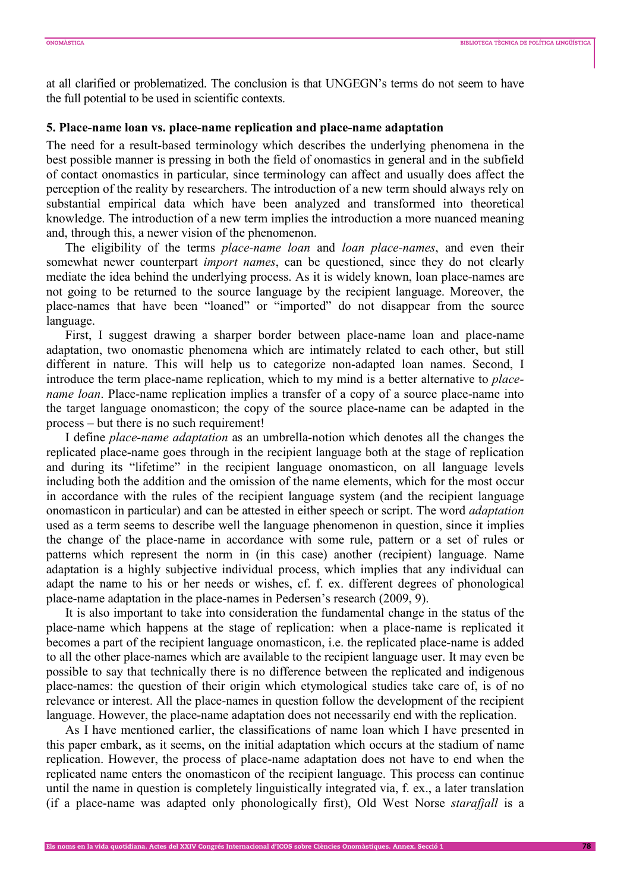at all clarified or problematized. The conclusion is that UNGEGN's terms do not seem to have the full potential to be used in scientific contexts.

### 5. Place-name loan vs. place-name replication and place-name adaptation

The need for a result-based terminology which describes the underlying phenomena in the best possible manner is pressing in both the field of onomastics in general and in the subfield of contact onomastics in particular, since terminology can affect and usually does affect the perception of the reality by researchers. The introduction of a new term should always rely on substantial empirical data which have been analyzed and transformed into theoretical knowledge. The introduction of a new term implies the introduction a more nuanced meaning and, through this, a newer vision of the phenomenon.

The eligibility of the terms *place-name loan* and *loan place-names*, and even their somewhat newer counterpart *import names*, can be questioned, since they do not clearly mediate the idea behind the underlying process. As it is widely known, loan place-names are not going to be returned to the source language by the recipient language. Moreover, the place-names that have been "loaned" or "imported" do not disappear from the source language.

First, I suggest drawing a sharper border between place-name loan and place-name adaptation, two onomastic phenomena which are intimately related to each other, but still different in nature. This will help us to categorize non-adapted loan names. Second, I introduce the term place-name replication, which to my mind is a better alternative to *place-name loan*. Place-name replication implies a transfer of a copy of a source place-name into the target language onomasticon; the copy of the source place-name can be adapted in the process – but there is no such requirement!

I define *place-name adaptation* as an umbrella-notion which denotes all the changes the replicated place-name goes through in the recipient language both at the stage of replication and during its "lifetime" in the recipient language onomasticon, on all language levels including both the addition and the omission of the name elements, which for the most occur in accordance with the rules of the recipient language system (and the recipient language onomasticon in particular) and can be attested in either speech or script. The word *adaptation* used as a term seems to describe well the language phenomenon in question, since it implies the change of the place-name in accordance with some rule, pattern or a set of rules or patterns which represent the norm in (in this case) another (recipient) language. Name adaptation is a highly subjective individual process, which implies that any individual can adapt the name to his or her needs or wishes, cf. f. ex. different degrees of phonological place-name adaptation in the place-names in Pedersen's research (2009, 9).

It is also important to take into consideration the fundamental change in the status of the place-name which happens at the stage of replication: when a place-name is replicated it becomes a part of the recipient language onomasticon, i.e. the replicated place-name is added to all the other place-names which are available to the recipient language user. It may even be possible to say that technically there is no difference between the replicated and indigenous place-names: the question of their origin which etymological studies take care of, is of no relevance or interest. All the place-names in question follow the development of the recipient language. However, the place-name adaptation does not necessarily end with the replication.

As I have mentioned earlier, the classifications of name loan which I have presented in this paper embark, as it seems, on the initial adaptation which occurs at the stadium of name replication. However, the process of place-name adaptation does not have to end when the replicated name enters the onomasticon of the recipient language. This process can continue until the name in question is completely linguistically integrated via, f. ex., a later translation (if a place-name was adapted only phonologically first), Old West Norse *starafjall* is a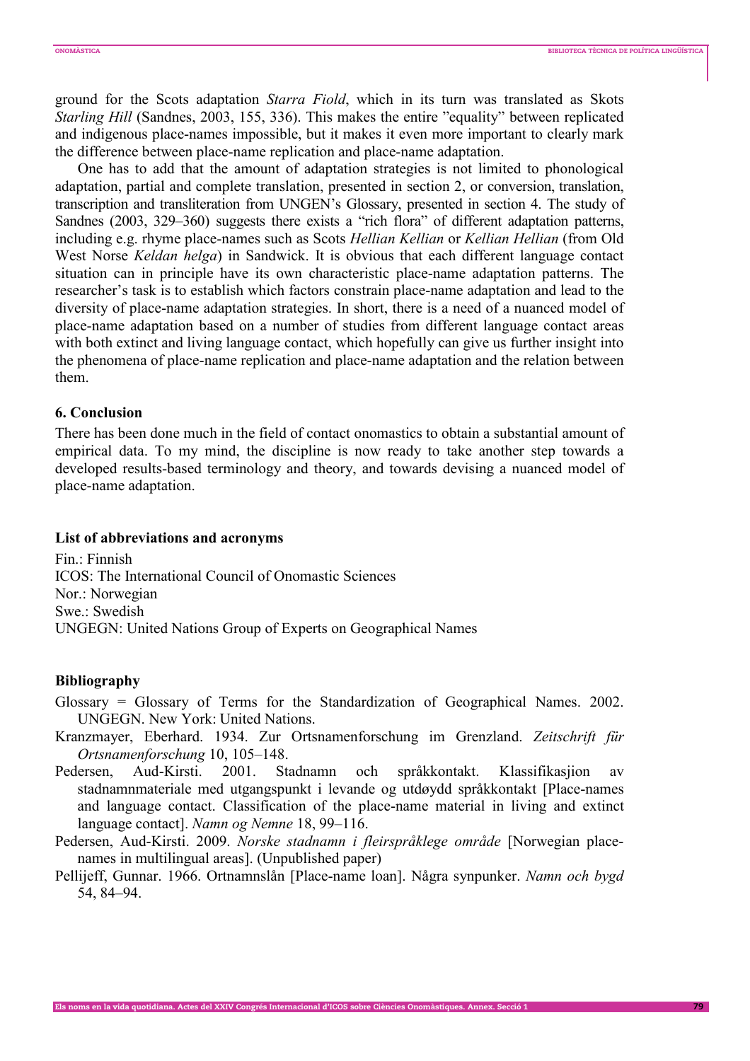ground for the Scots adaptation *Starra Fiold*, which in its turn was translated as Skots *Starling Hill* (Sandnes, 2003, 155, 336). This makes the entire "equality" between replicated and indigenous place-names impossible, but it makes it even more important to clearly mark the difference between place-name replication and place-name adaptation.

One has to add that the amount of adaptation strategies is not limited to phonological adaptation, partial and complete translation, presented in section 2, or conversion, translation, transcription and transliteration from UNGEN's Glossary, presented in section 4. The study of Sandnes (2003, 329–360) suggests there exists a "rich flora" of different adaptation patterns, including e.g. rhyme place-names such as Scots *Hellian Kellian* or *Kellian Hellian* (from Old West Norse *Keldan helga*) in Sandwick. It is obvious that each different language contact situation can in principle have its own characteristic place-name adaptation patterns. The researcher's task is to establish which factors constrain place-name adaptation and lead to the diversity of place-name adaptation strategies. In short, there is a need of a nuanced model of place-name adaptation based on a number of studies from different language contact areas with both extinct and living language contact, which hopefully can give us further insight into the phenomena of place-name replication and place-name adaptation and the relation between them.

## 6. Conclusion

There has been done much in the field of contact onomastics to obtain a substantial amount of empirical data. To my mind, the discipline is now ready to take another step towards a developed results-based terminology and theory, and towards devising a nuanced model of place-name adaptation.

## List of abbreviations and acronyms

Fin.: Finnish
ICOS: The International Council of Onomastic Sciences
Nor.: Norwegian
Swe.: Swedish
UNGEGN: United Nations Group of Experts on Geographical Names

## Bibliography

Glossary = Glossary of Terms for the Standardization of Geographical Names. 2002. UNGEGN. New York: United Nations.

Kranzmayer, Eberhard. 1934. Zur Ortsnamenforschung im Grenzland. *Zeitschrift für Ortsnamenforschung* 10, 105–148.

Pedersen, Aud-Kirsti. 2001. Stadnamn och språkkontakt. Klassifikasjion av stadnamnmateriale med utgangspunkt i levande og utdøydd språkkontakt [Place-names and language contact. Classification of the place-name material in living and extinct language contact]. *Namn og Nemne* 18, 99–116.

Pedersen, Aud-Kirsti. 2009. *Norske stadnamn i fleirspråklege område* [Norwegian place-names in multilingual areas]. (Unpublished paper)

Pellijeff, Gunnar. 1966. Ortnamnslån [Place-name loan]. Några synpunker. *Namn och bygd* 54, 84–94.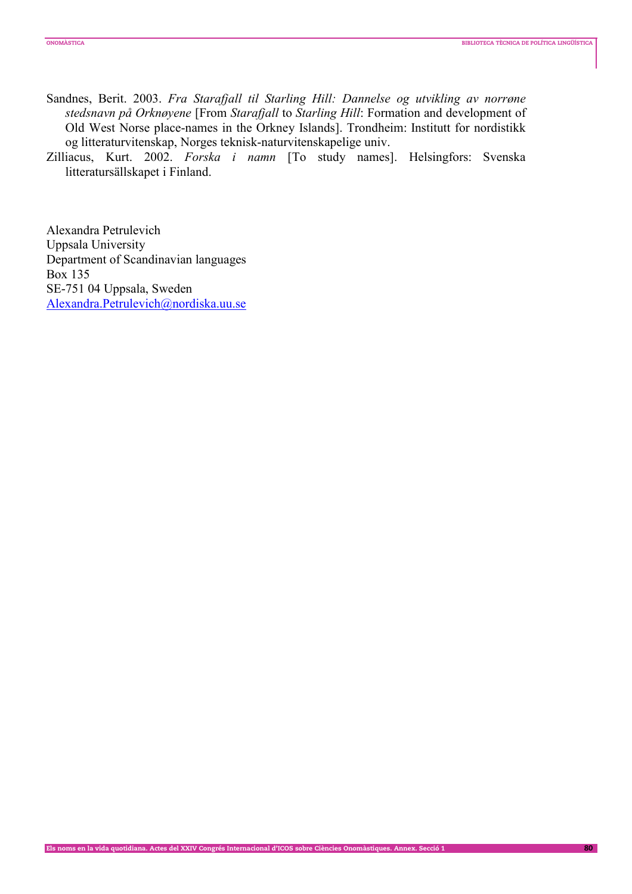Sandnes, Berit. 2003. *Fra Starafjall til Starling Hill: Dannelse og utvikling av norrøne stedsnavn på Orknøyene* [From *Starafjall* to *Starling Hill*: Formation and development of Old West Norse place-names in the Orkney Islands]. Trondheim: Institutt for nordistikk og litteraturvitenskap, Norges teknisk-naturvitenskapelige univ.

Zilliacus, Kurt. 2002. *Forska i namn* [To study names]. Helsingfors: Svenska litteratursällskapet i Finland.

Alexandra Petrulevich
Uppsala University
Department of Scandinavian languages
Box 135
SE-751 04 Uppsala, Sweden
Alexandra.Petrulevich@nordiska.uu.se